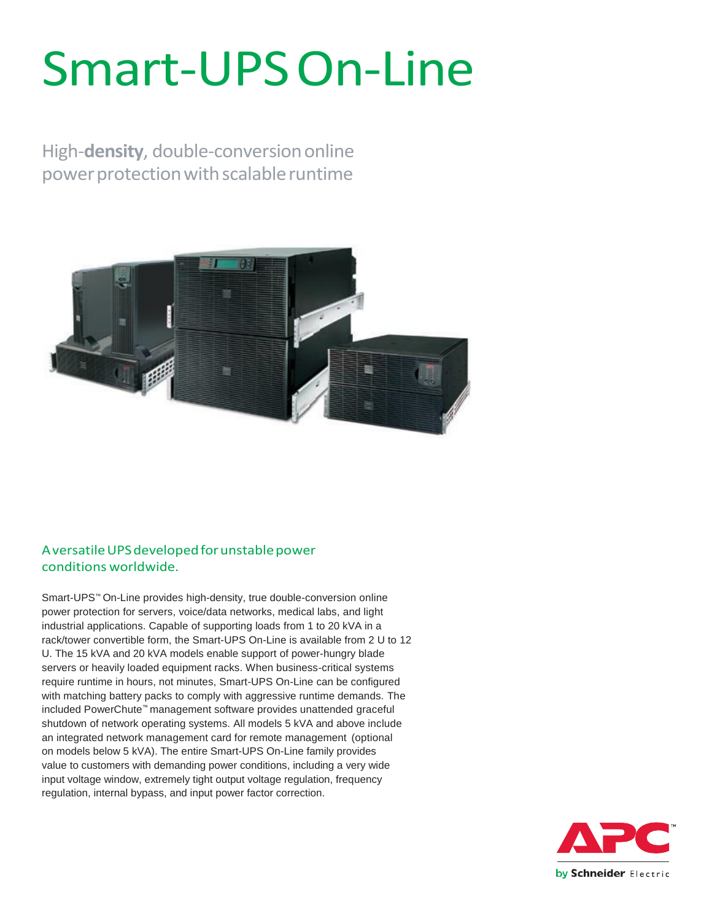# Smart-UPS On-Line

## High-**density**, double-conversion online power protection with scalable runtime

### A versatile UPS developed for unstable power conditions worldwide.

Smart-UPS™ On-Line provides high-density, true double-conversion online power protection for servers, voice/data networks, medical labs, and light industrial applications. Capable of supporting loads from 1 to 20 kVA in a rack/tower convertible form, the Smart-UPS On-Line is available from 2 U to 12 U. The 15 kVA and 20 kVA models enable support of power-hungry blade servers or heavily loaded equipment racks. When business-critical systems require runtime in hours, not minutes, Smart-UPS On-Line can be configured with matching battery packs to comply with aggressive runtime demands. The included PowerChute™ management software provides unattended graceful shutdown of network operating systems. All models 5 kVA and above include an integrated network management card for remote management (optional on models below 5 kVA). The entire Smart-UPS On-Line family provides value to customers with demanding power conditions, including a very wide input voltage window, extremely tight output voltage regulation, frequency regulation, internal bypass, and input power factor correction.

APC™ by Schneider Electric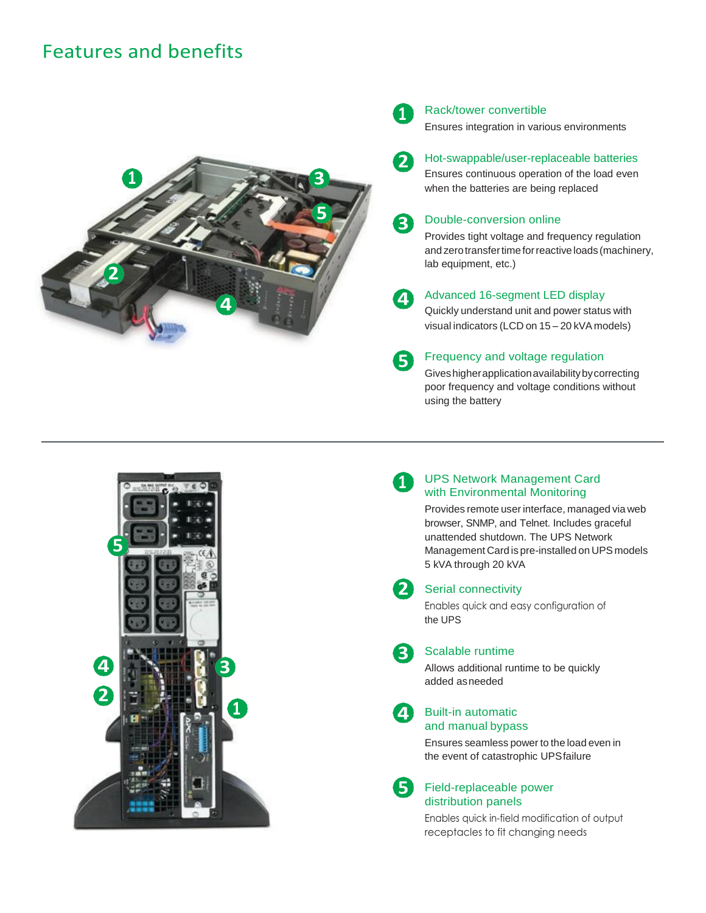## Features and benefits

1. **Rack/tower convertible**
   Ensures integration in various environments

2. **Hot-swappable/user-replaceable batteries**
   Ensures continuous operation of the load even when the batteries are being replaced

3. **Double-conversion online**
   Provides tight voltage and frequency regulation and zero transfer time for reactive loads (machinery, lab equipment, etc.)

4. **Advanced 16-segment LED display**
   Quickly understand unit and power status with visual indicators (LCD on 15 – 20 kVA models)

5. **Frequency and voltage regulation**
   Gives higher application availability by correcting poor frequency and voltage conditions without using the battery

---

1. **UPS Network Management Card with Environmental Monitoring**
   Provides remote user interface, managed via web browser, SNMP, and Telnet. Includes graceful unattended shutdown. The UPS Network Management Card is pre-installed on UPS models 5 kVA through 20 kVA

2. **Serial connectivity**
   Enables quick and easy configuration of the UPS

3. **Scalable runtime**
   Allows additional runtime to be quickly added as needed

4. **Built-in automatic and manual bypass**
   Ensures seamless power to the load even in the event of catastrophic UPS failure

5. **Field-replaceable power distribution panels**
   Enables quick in-field modification of output receptacles to fit changing needs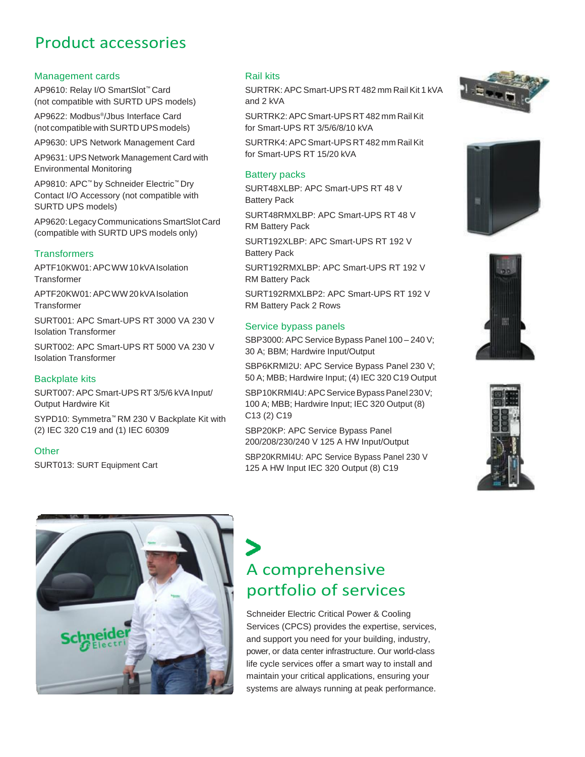# Product accessories

## Management cards

AP9610: Relay I/O SmartSlot™ Card (not compatible with SURTD UPS models)

AP9622: Modbus®/Jbus Interface Card (not compatible with SURTD UPS models)

AP9630: UPS Network Management Card

AP9631: UPS Network Management Card with Environmental Monitoring

AP9810: APC™ by Schneider Electric™ Dry Contact I/O Accessory (not compatible with SURTD UPS models)

AP9620: Legacy Communications SmartSlot Card (compatible with SURTD UPS models only)

## Transformers

APTF10KW01: APC WW 10 kVA Isolation Transformer

APTF20KW01: APC WW 20 kVA Isolation Transformer

SURT001: APC Smart-UPS RT 3000 VA 230 V Isolation Transformer

SURT002: APC Smart-UPS RT 5000 VA 230 V Isolation Transformer

## Backplate kits

SURT007: APC Smart-UPS RT 3/5/6 kVA Input/Output Hardwire Kit

SYPD10: Symmetra™ RM 230 V Backplate Kit with (2) IEC 320 C19 and (1) IEC 60309

## Other

SURT013: SURT Equipment Cart

## Rail kits

SURTRK: APC Smart-UPS RT 482 mm Rail Kit 1 kVA and 2 kVA

SURTRK2: APC Smart-UPS RT 482 mm Rail Kit for Smart-UPS RT 3/5/6/8/10 kVA

SURTRK4: APC Smart-UPS RT 482 mm Rail Kit for Smart-UPS RT 15/20 kVA

## Battery packs

SURT48XLBP: APC Smart-UPS RT 48 V Battery Pack

SURT48RMXLBP: APC Smart-UPS RT 48 V RM Battery Pack

SURT192XLBP: APC Smart-UPS RT 192 V Battery Pack

SURT192RMXLBP: APC Smart-UPS RT 192 V RM Battery Pack

SURT192RMXLBP2: APC Smart-UPS RT 192 V RM Battery Pack 2 Rows

## Service bypass panels

SBP3000: APC Service Bypass Panel 100 – 240 V; 30 A; BBM; Hardwire Input/Output

SBP6KRMI2U: APC Service Bypass Panel 230 V; 50 A; MBB; Hardwire Input; (4) IEC 320 C19 Output

SBP10KRMI4U: APC Service Bypass Panel 230 V; 100 A; MBB; Hardwire Input; IEC 320 Output (8) C13 (2) C19

SBP20KP: APC Service Bypass Panel 200/208/230/240 V 125 A HW Input/Output

SBP20KRMI4U: APC Service Bypass Panel 230 V 125 A HW Input IEC 320 Output (8) C19

## A comprehensive portfolio of services

Schneider Electric Critical Power & Cooling Services (CPCS) provides the expertise, services, and support you need for your building, industry, power, or data center infrastructure. Our world-class life cycle services offer a smart way to install and maintain your critical applications, ensuring your systems are always running at peak performance.